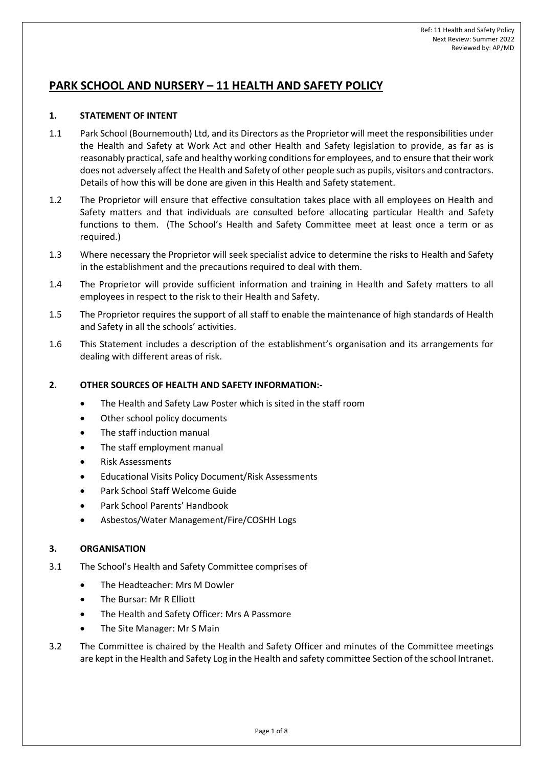# PARK SCHOOL AND NURSERY – 11 HEALTH AND SAFETY POLICY

### 1. STATEMENT OF INTENT

1.1 Park School (Bournemouth) Ltd, and its Directors as the Proprietor will meet the responsibilities under the Health and Safety at Work Act and other Health and Safety legislation to provide, as far as is reasonably practical, safe and healthy working conditions for employees, and to ensure that their work does not adversely affect the Health and Safety of other people such as pupils, visitors and contractors. Details of how this will be done are given in this Health and Safety statement.

1.2 The Proprietor will ensure that effective consultation takes place with all employees on Health and Safety matters and that individuals are consulted before allocating particular Health and Safety functions to them. (The School's Health and Safety Committee meet at least once a term or as required.)

1.3 Where necessary the Proprietor will seek specialist advice to determine the risks to Health and Safety in the establishment and the precautions required to deal with them.

1.4 The Proprietor will provide sufficient information and training in Health and Safety matters to all employees in respect to the risk to their Health and Safety.

1.5 The Proprietor requires the support of all staff to enable the maintenance of high standards of Health and Safety in all the schools' activities.

1.6 This Statement includes a description of the establishment's organisation and its arrangements for dealing with different areas of risk.

### 2. OTHER SOURCES OF HEALTH AND SAFETY INFORMATION:-

- The Health and Safety Law Poster which is sited in the staff room
- Other school policy documents
- The staff induction manual
- The staff employment manual
- Risk Assessments
- Educational Visits Policy Document/Risk Assessments
- Park School Staff Welcome Guide
- Park School Parents' Handbook
- Asbestos/Water Management/Fire/COSHH Logs

### 3. ORGANISATION

3.1 The School's Health and Safety Committee comprises of

- The Headteacher: Mrs M Dowler
- The Bursar: Mr R Elliott
- The Health and Safety Officer: Mrs A Passmore
- The Site Manager: Mr S Main

3.2 The Committee is chaired by the Health and Safety Officer and minutes of the Committee meetings are kept in the Health and Safety Log in the Health and safety committee Section of the school Intranet.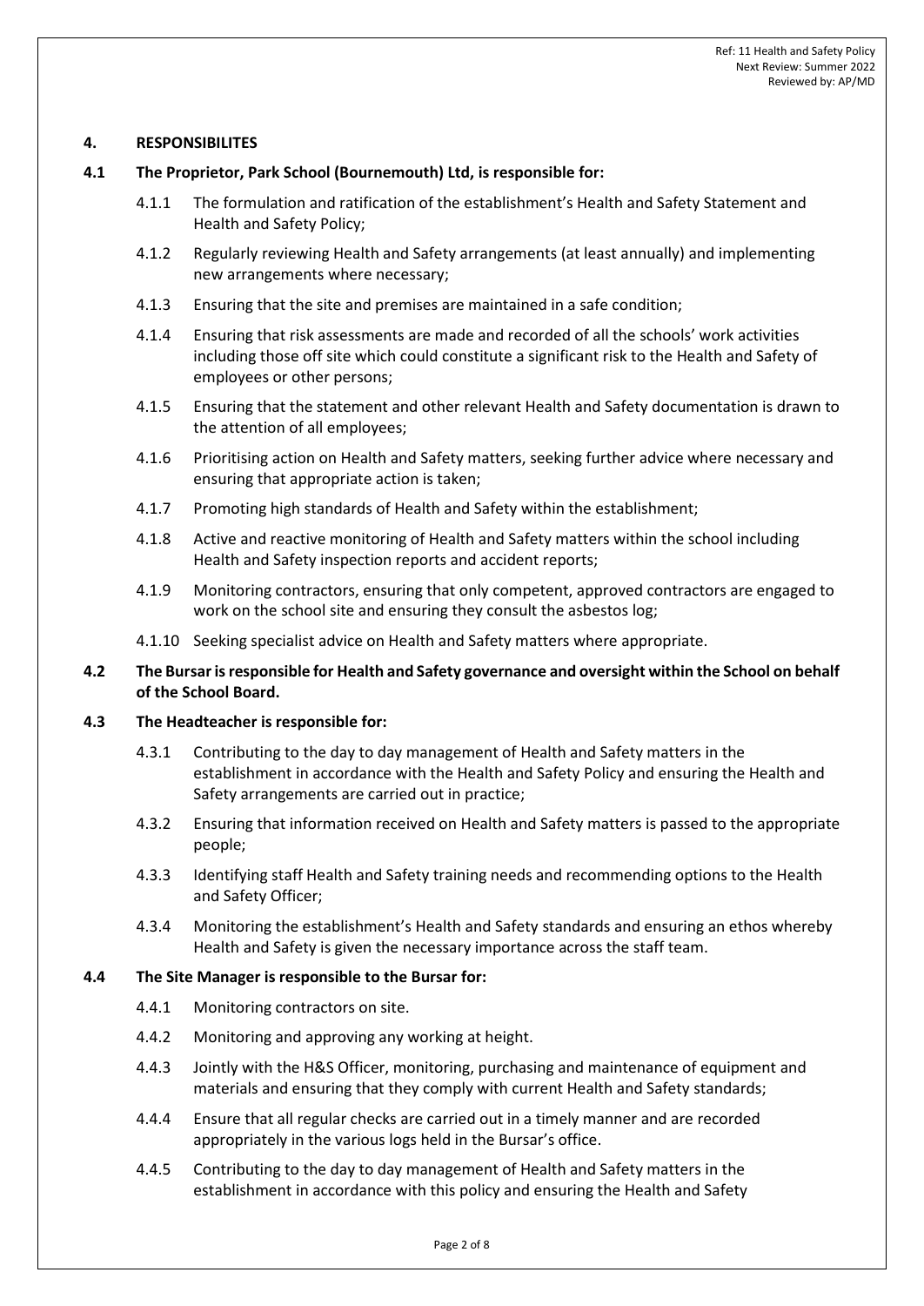## 4. RESPONSIBILITES

### 4.1 The Proprietor, Park School (Bournemouth) Ltd, is responsible for:

4.1.1 The formulation and ratification of the establishment's Health and Safety Statement and Health and Safety Policy;

4.1.2 Regularly reviewing Health and Safety arrangements (at least annually) and implementing new arrangements where necessary;

4.1.3 Ensuring that the site and premises are maintained in a safe condition;

4.1.4 Ensuring that risk assessments are made and recorded of all the schools' work activities including those off site which could constitute a significant risk to the Health and Safety of employees or other persons;

4.1.5 Ensuring that the statement and other relevant Health and Safety documentation is drawn to the attention of all employees;

4.1.6 Prioritising action on Health and Safety matters, seeking further advice where necessary and ensuring that appropriate action is taken;

4.1.7 Promoting high standards of Health and Safety within the establishment;

4.1.8 Active and reactive monitoring of Health and Safety matters within the school including Health and Safety inspection reports and accident reports;

4.1.9 Monitoring contractors, ensuring that only competent, approved contractors are engaged to work on the school site and ensuring they consult the asbestos log;

4.1.10 Seeking specialist advice on Health and Safety matters where appropriate.

### 4.2 The Bursar is responsible for Health and Safety governance and oversight within the School on behalf of the School Board.

### 4.3 The Headteacher is responsible for:

4.3.1 Contributing to the day to day management of Health and Safety matters in the establishment in accordance with the Health and Safety Policy and ensuring the Health and Safety arrangements are carried out in practice;

4.3.2 Ensuring that information received on Health and Safety matters is passed to the appropriate people;

4.3.3 Identifying staff Health and Safety training needs and recommending options to the Health and Safety Officer;

4.3.4 Monitoring the establishment's Health and Safety standards and ensuring an ethos whereby Health and Safety is given the necessary importance across the staff team.

### 4.4 The Site Manager is responsible to the Bursar for:

4.4.1 Monitoring contractors on site.

4.4.2 Monitoring and approving any working at height.

4.4.3 Jointly with the H&S Officer, monitoring, purchasing and maintenance of equipment and materials and ensuring that they comply with current Health and Safety standards;

4.4.4 Ensure that all regular checks are carried out in a timely manner and are recorded appropriately in the various logs held in the Bursar's office.

4.4.5 Contributing to the day to day management of Health and Safety matters in the establishment in accordance with this policy and ensuring the Health and Safety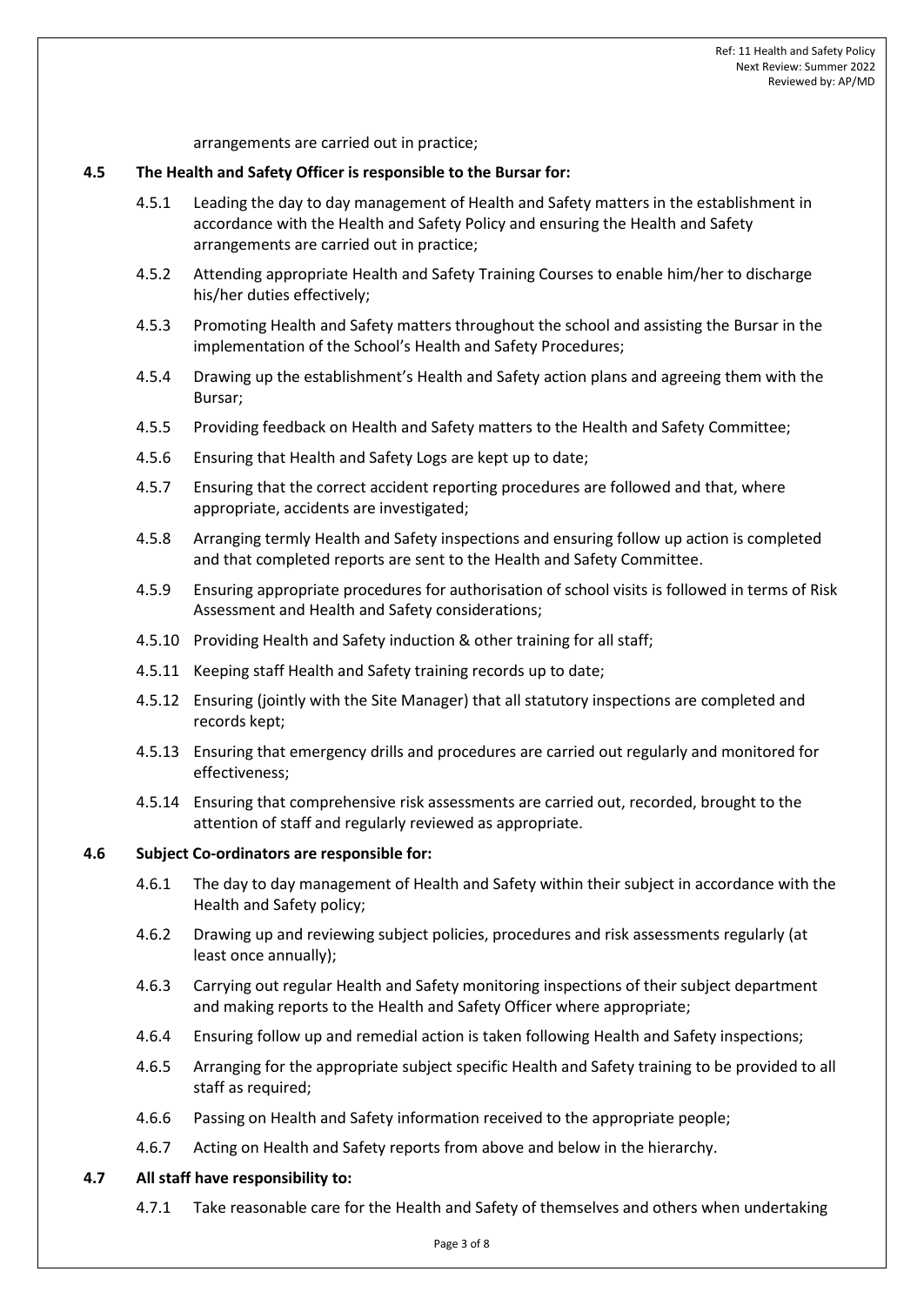arrangements are carried out in practice;

**4.5 The Health and Safety Officer is responsible to the Bursar for:**

4.5.1 Leading the day to day management of Health and Safety matters in the establishment in accordance with the Health and Safety Policy and ensuring the Health and Safety arrangements are carried out in practice;

4.5.2 Attending appropriate Health and Safety Training Courses to enable him/her to discharge his/her duties effectively;

4.5.3 Promoting Health and Safety matters throughout the school and assisting the Bursar in the implementation of the School's Health and Safety Procedures;

4.5.4 Drawing up the establishment's Health and Safety action plans and agreeing them with the Bursar;

4.5.5 Providing feedback on Health and Safety matters to the Health and Safety Committee;

4.5.6 Ensuring that Health and Safety Logs are kept up to date;

4.5.7 Ensuring that the correct accident reporting procedures are followed and that, where appropriate, accidents are investigated;

4.5.8 Arranging termly Health and Safety inspections and ensuring follow up action is completed and that completed reports are sent to the Health and Safety Committee.

4.5.9 Ensuring appropriate procedures for authorisation of school visits is followed in terms of Risk Assessment and Health and Safety considerations;

4.5.10 Providing Health and Safety induction & other training for all staff;

4.5.11 Keeping staff Health and Safety training records up to date;

4.5.12 Ensuring (jointly with the Site Manager) that all statutory inspections are completed and records kept;

4.5.13 Ensuring that emergency drills and procedures are carried out regularly and monitored for effectiveness;

4.5.14 Ensuring that comprehensive risk assessments are carried out, recorded, brought to the attention of staff and regularly reviewed as appropriate.

**4.6 Subject Co-ordinators are responsible for:**

4.6.1 The day to day management of Health and Safety within their subject in accordance with the Health and Safety policy;

4.6.2 Drawing up and reviewing subject policies, procedures and risk assessments regularly (at least once annually);

4.6.3 Carrying out regular Health and Safety monitoring inspections of their subject department and making reports to the Health and Safety Officer where appropriate;

4.6.4 Ensuring follow up and remedial action is taken following Health and Safety inspections;

4.6.5 Arranging for the appropriate subject specific Health and Safety training to be provided to all staff as required;

4.6.6 Passing on Health and Safety information received to the appropriate people;

4.6.7 Acting on Health and Safety reports from above and below in the hierarchy.

**4.7 All staff have responsibility to:**

4.7.1 Take reasonable care for the Health and Safety of themselves and others when undertaking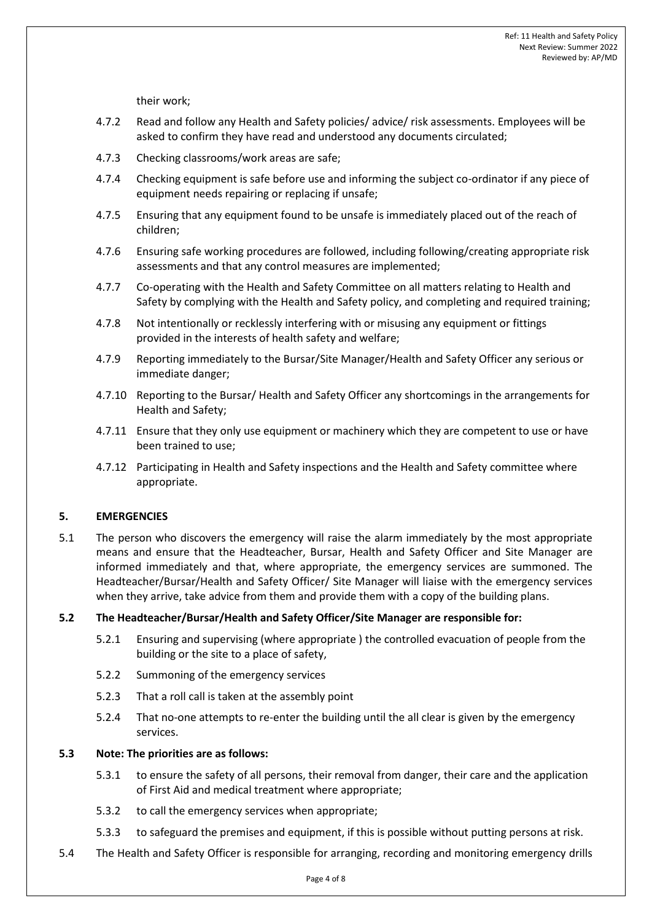their work;

4.7.2 Read and follow any Health and Safety policies/ advice/ risk assessments. Employees will be asked to confirm they have read and understood any documents circulated;

4.7.3 Checking classrooms/work areas are safe;

4.7.4 Checking equipment is safe before use and informing the subject co-ordinator if any piece of equipment needs repairing or replacing if unsafe;

4.7.5 Ensuring that any equipment found to be unsafe is immediately placed out of the reach of children;

4.7.6 Ensuring safe working procedures are followed, including following/creating appropriate risk assessments and that any control measures are implemented;

4.7.7 Co-operating with the Health and Safety Committee on all matters relating to Health and Safety by complying with the Health and Safety policy, and completing and required training;

4.7.8 Not intentionally or recklessly interfering with or misusing any equipment or fittings provided in the interests of health safety and welfare;

4.7.9 Reporting immediately to the Bursar/Site Manager/Health and Safety Officer any serious or immediate danger;

4.7.10 Reporting to the Bursar/ Health and Safety Officer any shortcomings in the arrangements for Health and Safety;

4.7.11 Ensure that they only use equipment or machinery which they are competent to use or have been trained to use;

4.7.12 Participating in Health and Safety inspections and the Health and Safety committee where appropriate.

## 5. EMERGENCIES

5.1 The person who discovers the emergency will raise the alarm immediately by the most appropriate means and ensure that the Headteacher, Bursar, Health and Safety Officer and Site Manager are informed immediately and that, where appropriate, the emergency services are summoned. The Headteacher/Bursar/Health and Safety Officer/ Site Manager will liaise with the emergency services when they arrive, take advice from them and provide them with a copy of the building plans.

**5.2 The Headteacher/Bursar/Health and Safety Officer/Site Manager are responsible for:**

5.2.1 Ensuring and supervising (where appropriate ) the controlled evacuation of people from the building or the site to a place of safety,

5.2.2 Summoning of the emergency services

5.2.3 That a roll call is taken at the assembly point

5.2.4 That no-one attempts to re-enter the building until the all clear is given by the emergency services.

**5.3 Note: The priorities are as follows:**

5.3.1 to ensure the safety of all persons, their removal from danger, their care and the application of First Aid and medical treatment where appropriate;

5.3.2 to call the emergency services when appropriate;

5.3.3 to safeguard the premises and equipment, if this is possible without putting persons at risk.

5.4 The Health and Safety Officer is responsible for arranging, recording and monitoring emergency drills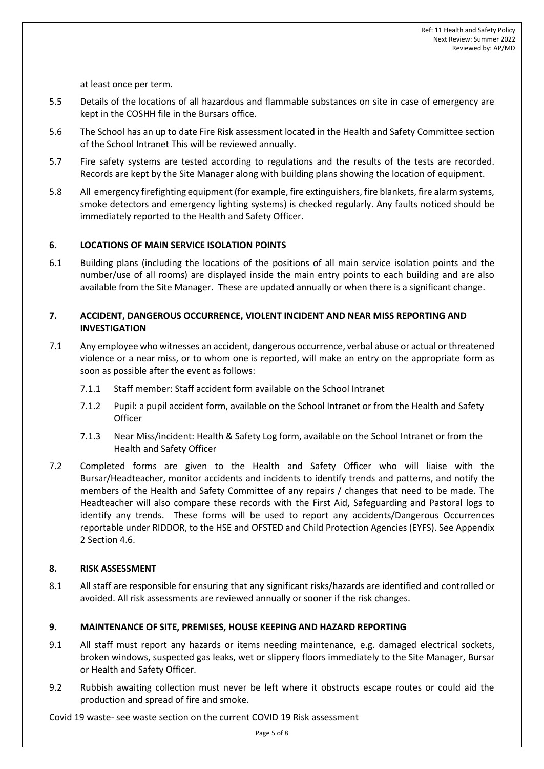at least once per term.

5.5 Details of the locations of all hazardous and flammable substances on site in case of emergency are kept in the COSHH file in the Bursars office.

5.6 The School has an up to date Fire Risk assessment located in the Health and Safety Committee section of the School Intranet This will be reviewed annually.

5.7 Fire safety systems are tested according to regulations and the results of the tests are recorded. Records are kept by the Site Manager along with building plans showing the location of equipment.

5.8 All emergency firefighting equipment (for example, fire extinguishers, fire blankets, fire alarm systems, smoke detectors and emergency lighting systems) is checked regularly. Any faults noticed should be immediately reported to the Health and Safety Officer.

## 6. LOCATIONS OF MAIN SERVICE ISOLATION POINTS

6.1 Building plans (including the locations of the positions of all main service isolation points and the number/use of all rooms) are displayed inside the main entry points to each building and are also available from the Site Manager. These are updated annually or when there is a significant change.

## 7. ACCIDENT, DANGEROUS OCCURRENCE, VIOLENT INCIDENT AND NEAR MISS REPORTING AND INVESTIGATION

7.1 Any employee who witnesses an accident, dangerous occurrence, verbal abuse or actual or threatened violence or a near miss, or to whom one is reported, will make an entry on the appropriate form as soon as possible after the event as follows:

7.1.1 Staff member: Staff accident form available on the School Intranet

7.1.2 Pupil: a pupil accident form, available on the School Intranet or from the Health and Safety Officer

7.1.3 Near Miss/incident: Health & Safety Log form, available on the School Intranet or from the Health and Safety Officer

7.2 Completed forms are given to the Health and Safety Officer who will liaise with the Bursar/Headteacher, monitor accidents and incidents to identify trends and patterns, and notify the members of the Health and Safety Committee of any repairs / changes that need to be made. The Headteacher will also compare these records with the First Aid, Safeguarding and Pastoral logs to identify any trends. These forms will be used to report any accidents/Dangerous Occurrences reportable under RIDDOR, to the HSE and OFSTED and Child Protection Agencies (EYFS). See Appendix 2 Section 4.6.

## 8. RISK ASSESSMENT

8.1 All staff are responsible for ensuring that any significant risks/hazards are identified and controlled or avoided. All risk assessments are reviewed annually or sooner if the risk changes.

## 9. MAINTENANCE OF SITE, PREMISES, HOUSE KEEPING AND HAZARD REPORTING

9.1 All staff must report any hazards or items needing maintenance, e.g. damaged electrical sockets, broken windows, suspected gas leaks, wet or slippery floors immediately to the Site Manager, Bursar or Health and Safety Officer.

9.2 Rubbish awaiting collection must never be left where it obstructs escape routes or could aid the production and spread of fire and smoke.

Covid 19 waste- see waste section on the current COVID 19 Risk assessment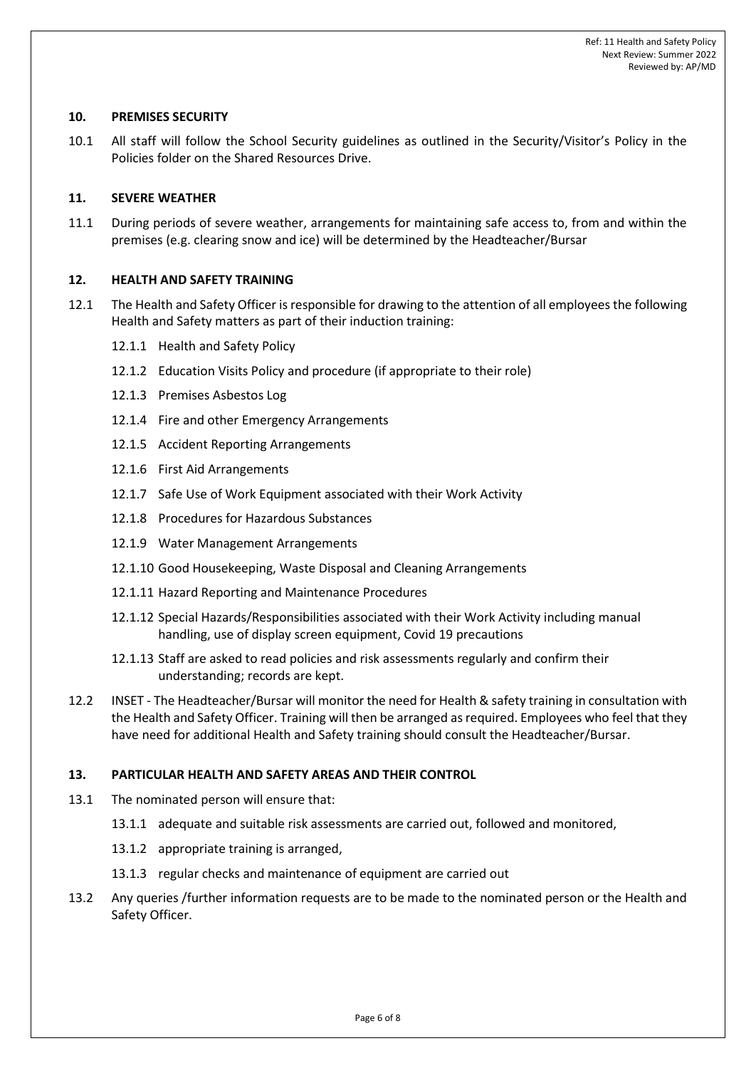## 10. PREMISES SECURITY

10.1 All staff will follow the School Security guidelines as outlined in the Security/Visitor's Policy in the Policies folder on the Shared Resources Drive.

## 11. SEVERE WEATHER

11.1 During periods of severe weather, arrangements for maintaining safe access to, from and within the premises (e.g. clearing snow and ice) will be determined by the Headteacher/Bursar

## 12. HEALTH AND SAFETY TRAINING

12.1 The Health and Safety Officer is responsible for drawing to the attention of all employees the following Health and Safety matters as part of their induction training:

- 12.1.1 Health and Safety Policy
- 12.1.2 Education Visits Policy and procedure (if appropriate to their role)
- 12.1.3 Premises Asbestos Log
- 12.1.4 Fire and other Emergency Arrangements
- 12.1.5 Accident Reporting Arrangements
- 12.1.6 First Aid Arrangements
- 12.1.7 Safe Use of Work Equipment associated with their Work Activity
- 12.1.8 Procedures for Hazardous Substances
- 12.1.9 Water Management Arrangements
- 12.1.10 Good Housekeeping, Waste Disposal and Cleaning Arrangements
- 12.1.11 Hazard Reporting and Maintenance Procedures
- 12.1.12 Special Hazards/Responsibilities associated with their Work Activity including manual handling, use of display screen equipment, Covid 19 precautions
- 12.1.13 Staff are asked to read policies and risk assessments regularly and confirm their understanding; records are kept.

12.2 INSET - The Headteacher/Bursar will monitor the need for Health & safety training in consultation with the Health and Safety Officer. Training will then be arranged as required. Employees who feel that they have need for additional Health and Safety training should consult the Headteacher/Bursar.

## 13. PARTICULAR HEALTH AND SAFETY AREAS AND THEIR CONTROL

13.1 The nominated person will ensure that:

- 13.1.1 adequate and suitable risk assessments are carried out, followed and monitored,
- 13.1.2 appropriate training is arranged,
- 13.1.3 regular checks and maintenance of equipment are carried out

13.2 Any queries /further information requests are to be made to the nominated person or the Health and Safety Officer.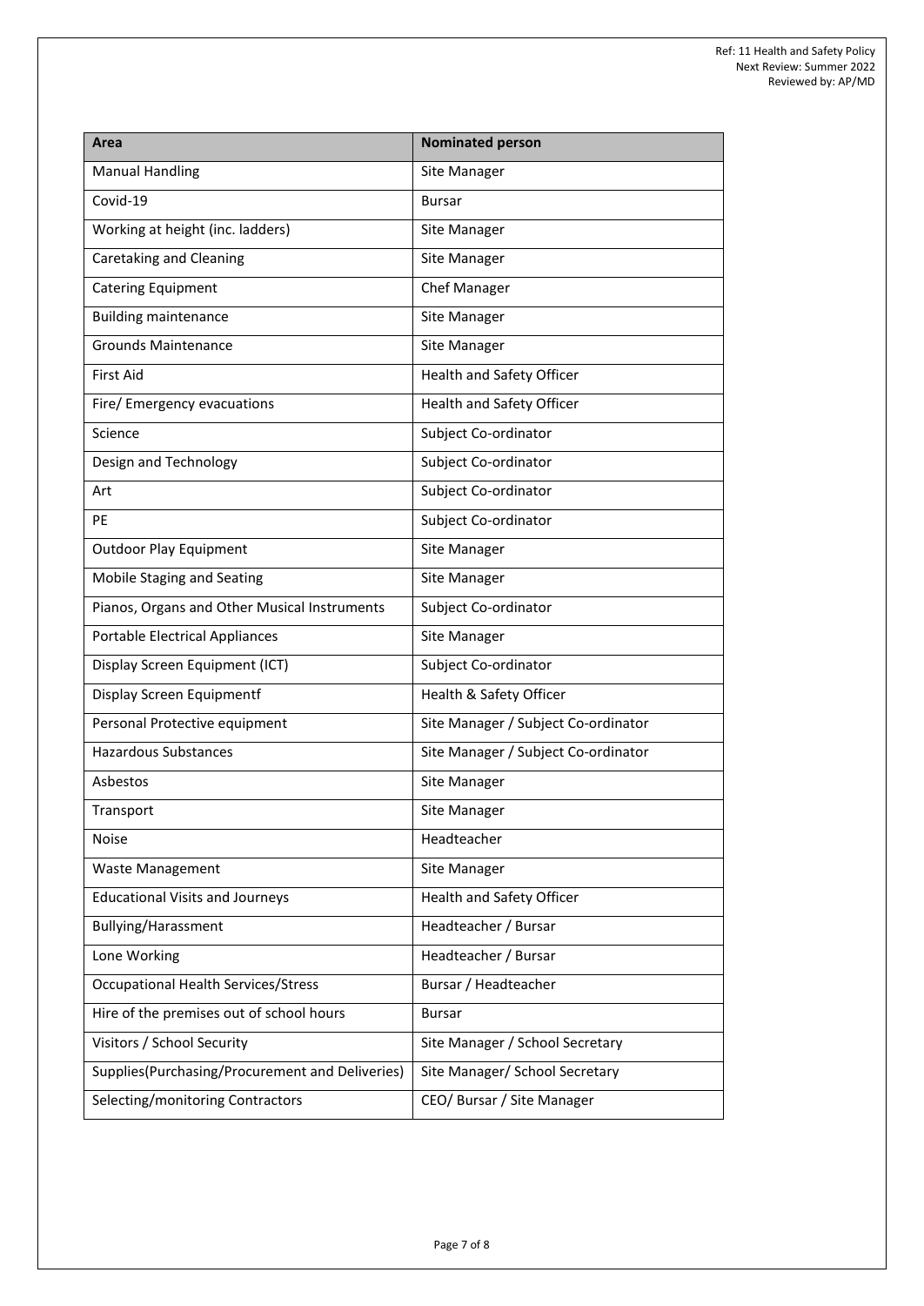| Area | Nominated person |
|---|---|
| Manual Handling | Site Manager |
| Covid-19 | Bursar |
| Working at height (inc. ladders) | Site Manager |
| Caretaking and Cleaning | Site Manager |
| Catering Equipment | Chef Manager |
| Building maintenance | Site Manager |
| Grounds Maintenance | Site Manager |
| First Aid | Health and Safety Officer |
| Fire/ Emergency evacuations | Health and Safety Officer |
| Science | Subject Co-ordinator |
| Design and Technology | Subject Co-ordinator |
| Art | Subject Co-ordinator |
| PE | Subject Co-ordinator |
| Outdoor Play Equipment | Site Manager |
| Mobile Staging and Seating | Site Manager |
| Pianos, Organs and Other Musical Instruments | Subject Co-ordinator |
| Portable Electrical Appliances | Site Manager |
| Display Screen Equipment (ICT) | Subject Co-ordinator |
| Display Screen Equipmentf | Health & Safety Officer |
| Personal Protective equipment | Site Manager / Subject Co-ordinator |
| Hazardous Substances | Site Manager / Subject Co-ordinator |
| Asbestos | Site Manager |
| Transport | Site Manager |
| Noise | Headteacher |
| Waste Management | Site Manager |
| Educational Visits and Journeys | Health and Safety Officer |
| Bullying/Harassment | Headteacher / Bursar |
| Lone Working | Headteacher / Bursar |
| Occupational Health Services/Stress | Bursar / Headteacher |
| Hire of the premises out of school hours | Bursar |
| Visitors / School Security | Site Manager / School Secretary |
| Supplies(Purchasing/Procurement and Deliveries) | Site Manager/ School Secretary |
| Selecting/monitoring Contractors | CEO/ Bursar / Site Manager |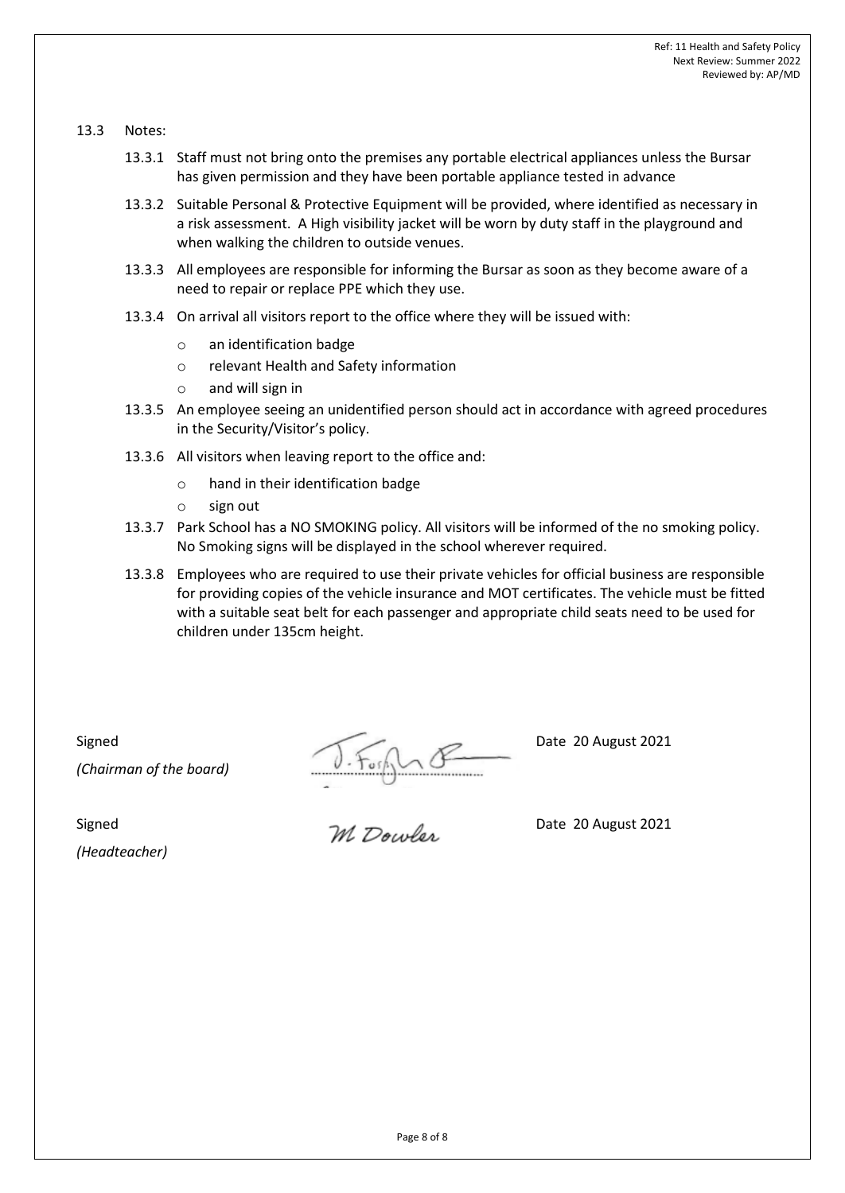13.3 Notes:

13.3.1 Staff must not bring onto the premises any portable electrical appliances unless the Bursar has given permission and they have been portable appliance tested in advance

13.3.2 Suitable Personal & Protective Equipment will be provided, where identified as necessary in a risk assessment. A High visibility jacket will be worn by duty staff in the playground and when walking the children to outside venues.

13.3.3 All employees are responsible for informing the Bursar as soon as they become aware of a need to repair or replace PPE which they use.

13.3.4 On arrival all visitors report to the office where they will be issued with:

- an identification badge
- relevant Health and Safety information
- and will sign in

13.3.5 An employee seeing an unidentified person should act in accordance with agreed procedures in the Security/Visitor's policy.

13.3.6 All visitors when leaving report to the office and:

- hand in their identification badge
- sign out

13.3.7 Park School has a NO SMOKING policy. All visitors will be informed of the no smoking policy. No Smoking signs will be displayed in the school wherever required.

13.3.8 Employees who are required to use their private vehicles for official business are responsible for providing copies of the vehicle insurance and MOT certificates. The vehicle must be fitted with a suitable seat belt for each passenger and appropriate child seats need to be used for children under 135cm height.

Signed *(Chairman of the board)* J. Forsyth Date 20 August 2021

Signed *(Headteacher)* M Dowler Date 20 August 2021